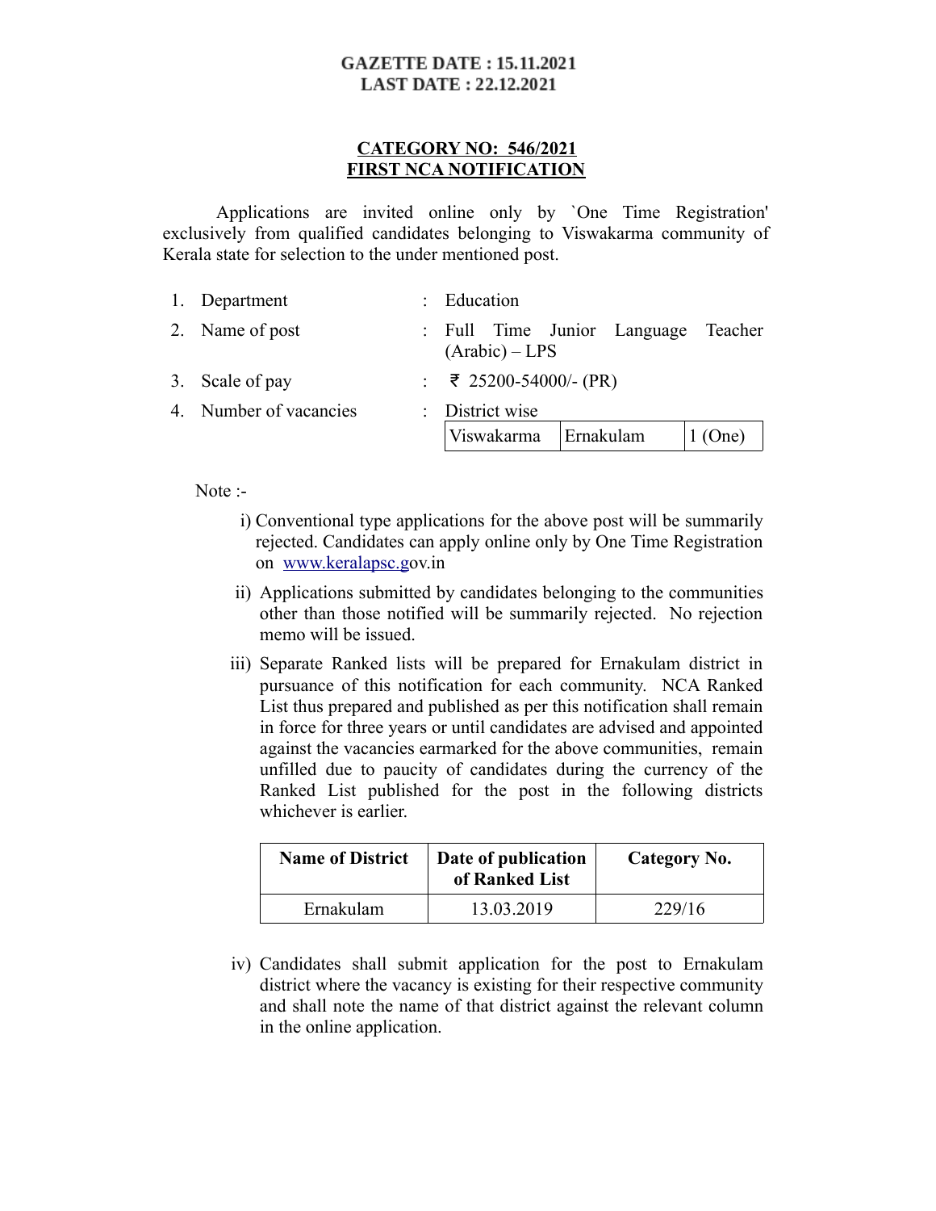**GAZETTE DATE : 15.11.2021**
**LAST DATE : 22.12.2021**

**CATEGORY NO: 546/2021**
**FIRST NCA NOTIFICATION**

Applications are invited online only by `One Time Registration' exclusively from qualified candidates belonging to Viswakarma community of Kerala state for selection to the under mentioned post.

1. Department : Education
2. Name of post : Full Time Junior Language Teacher (Arabic) – LPS
3. Scale of pay : ₹ 25200-54000/- (PR)
4. Number of vacancies : District wise

| Viswakarma | Ernakulam | 1 (One) |
|---|---|---|

Note :-

i) Conventional type applications for the above post will be summarily rejected. Candidates can apply online only by One Time Registration on www.keralapsc.gov.in

ii) Applications submitted by candidates belonging to the communities other than those notified will be summarily rejected. No rejection memo will be issued.

iii) Separate Ranked lists will be prepared for Ernakulam district in pursuance of this notification for each community. NCA Ranked List thus prepared and published as per this notification shall remain in force for three years or until candidates are advised and appointed against the vacancies earmarked for the above communities, remain unfilled due to paucity of candidates during the currency of the Ranked List published for the post in the following districts whichever is earlier.

| Name of District | Date of publication of Ranked List | Category No. |
|---|---|---|
| Ernakulam | 13.03.2019 | 229/16 |

iv) Candidates shall submit application for the post to Ernakulam district where the vacancy is existing for their respective community and shall note the name of that district against the relevant column in the online application.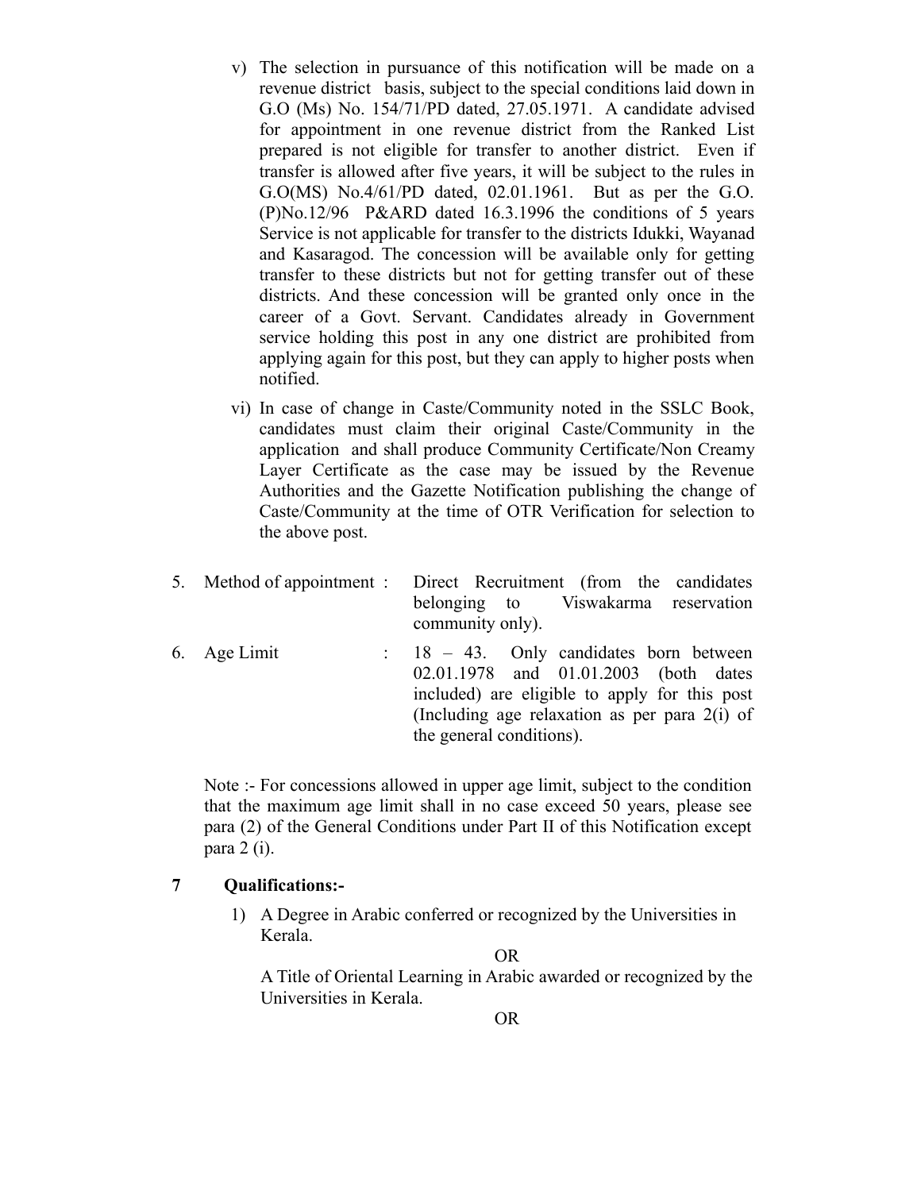v) The selection in pursuance of this notification will be made on a revenue district basis, subject to the special conditions laid down in G.O (Ms) No. 154/71/PD dated, 27.05.1971. A candidate advised for appointment in one revenue district from the Ranked List prepared is not eligible for transfer to another district. Even if transfer is allowed after five years, it will be subject to the rules in G.O(MS) No.4/61/PD dated, 02.01.1961. But as per the G.O.(P)No.12/96 P&ARD dated 16.3.1996 the conditions of 5 years Service is not applicable for transfer to the districts Idukki, Wayanad and Kasaragod. The concession will be available only for getting transfer to these districts but not for getting transfer out of these districts. And these concession will be granted only once in the career of a Govt. Servant. Candidates already in Government service holding this post in any one district are prohibited from applying again for this post, but they can apply to higher posts when notified.

vi) In case of change in Caste/Community noted in the SSLC Book, candidates must claim their original Caste/Community in the application and shall produce Community Certificate/Non Creamy Layer Certificate as the case may be issued by the Revenue Authorities and the Gazette Notification publishing the change of Caste/Community at the time of OTR Verification for selection to the above post.

5. Method of appointment : Direct Recruitment (from the candidates belonging to Viswakarma reservation community only).

6. Age Limit : 18 – 43. Only candidates born between 02.01.1978 and 01.01.2003 (both dates included) are eligible to apply for this post (Including age relaxation as per para 2(i) of the general conditions).

Note :- For concessions allowed in upper age limit, subject to the condition that the maximum age limit shall in no case exceed 50 years, please see para (2) of the General Conditions under Part II of this Notification except para 2 (i).

**7 Qualifications:-**

1) A Degree in Arabic conferred or recognized by the Universities in Kerala.

OR

A Title of Oriental Learning in Arabic awarded or recognized by the Universities in Kerala.

OR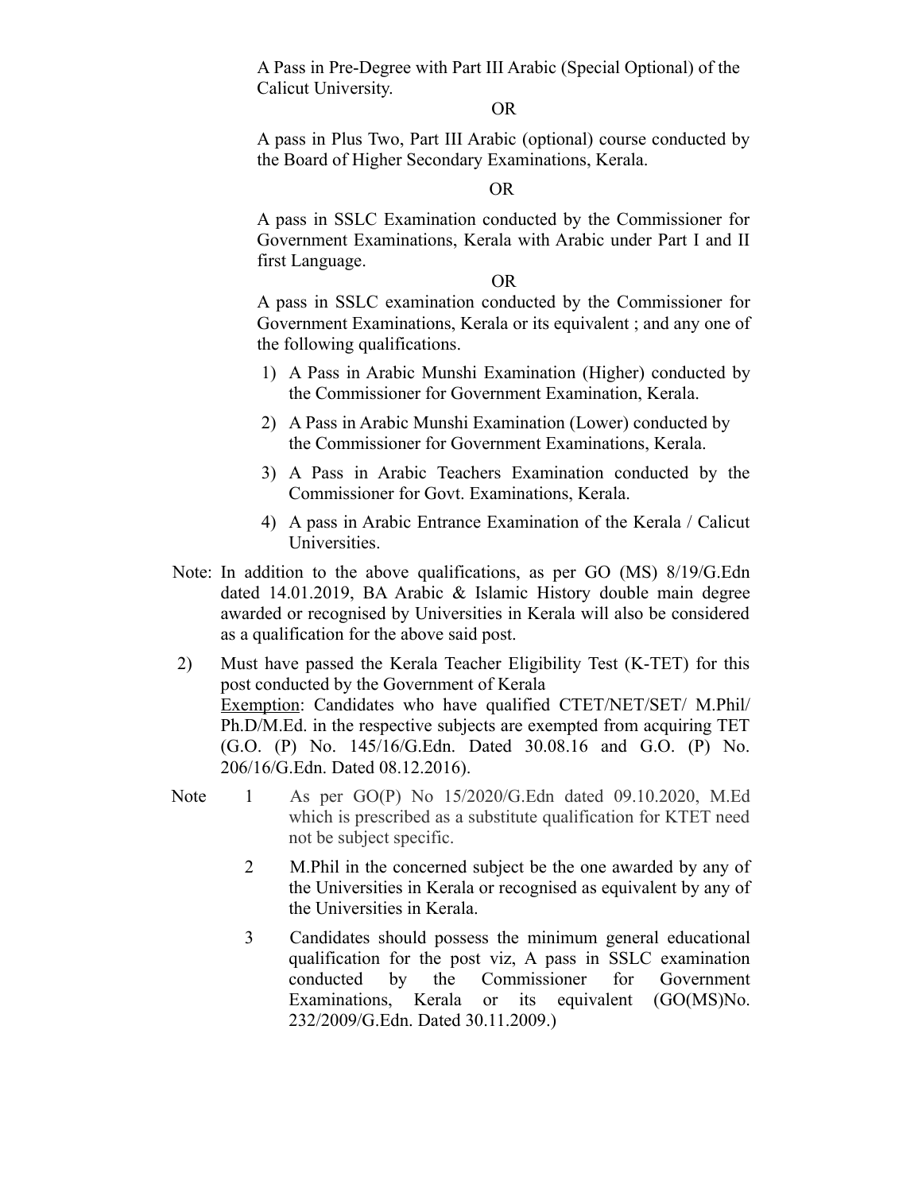A Pass in Pre-Degree with Part III Arabic (Special Optional) of the Calicut University.

OR

A pass in Plus Two, Part III Arabic (optional) course conducted by the Board of Higher Secondary Examinations, Kerala.

OR

A pass in SSLC Examination conducted by the Commissioner for Government Examinations, Kerala with Arabic under Part I and II first Language.

OR

A pass in SSLC examination conducted by the Commissioner for Government Examinations, Kerala or its equivalent ; and any one of the following qualifications.

1) A Pass in Arabic Munshi Examination (Higher) conducted by the Commissioner for Government Examination, Kerala.
2) A Pass in Arabic Munshi Examination (Lower) conducted by the Commissioner for Government Examinations, Kerala.
3) A Pass in Arabic Teachers Examination conducted by the Commissioner for Govt. Examinations, Kerala.
4) A pass in Arabic Entrance Examination of the Kerala / Calicut Universities.

Note: In addition to the above qualifications, as per GO (MS) 8/19/G.Edn dated 14.01.2019, BA Arabic & Islamic History double main degree awarded or recognised by Universities in Kerala will also be considered as a qualification for the above said post.

2) Must have passed the Kerala Teacher Eligibility Test (K-TET) for this post conducted by the Government of Kerala
<u>Exemption</u>: Candidates who have qualified CTET/NET/SET/ M.Phil/ Ph.D/M.Ed. in the respective subjects are exempted from acquiring TET (G.O. (P) No. 145/16/G.Edn. Dated 30.08.16 and G.O. (P) No. 206/16/G.Edn. Dated 08.12.2016).

Note

1. As per GO(P) No 15/2020/G.Edn dated 09.10.2020, M.Ed which is prescribed as a substitute qualification for KTET need not be subject specific.
2. M.Phil in the concerned subject be the one awarded by any of the Universities in Kerala or recognised as equivalent by any of the Universities in Kerala.
3. Candidates should possess the minimum general educational qualification for the post viz, A pass in SSLC examination conducted by the Commissioner for Government Examinations, Kerala or its equivalent (GO(MS)No. 232/2009/G.Edn. Dated 30.11.2009.)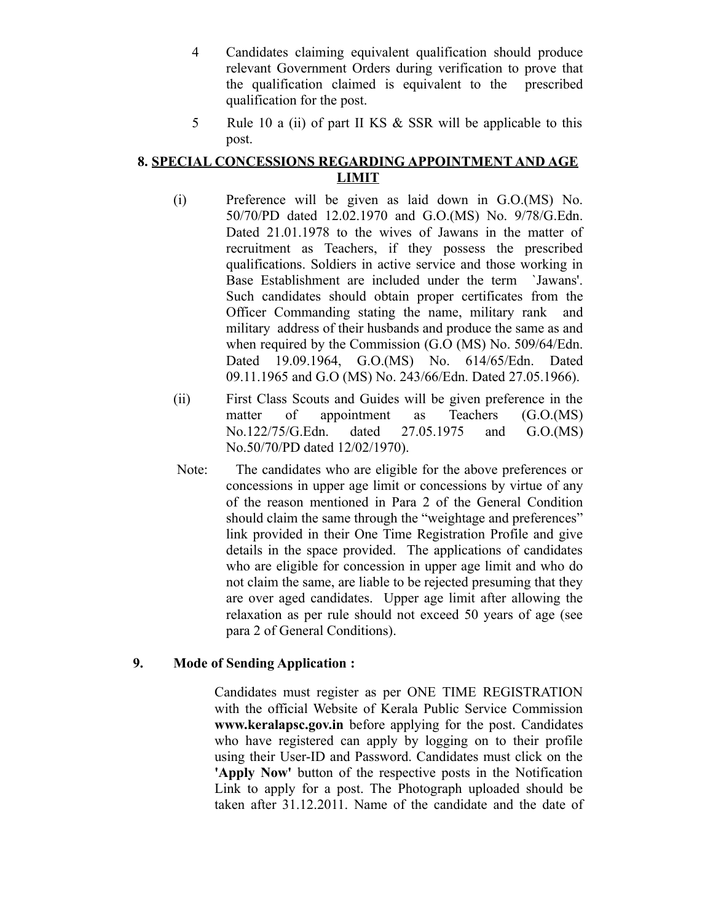4 Candidates claiming equivalent qualification should produce relevant Government Orders during verification to prove that the qualification claimed is equivalent to the prescribed qualification for the post.

5 Rule 10 a (ii) of part II KS & SSR will be applicable to this post.

## 8. SPECIAL CONCESSIONS REGARDING APPOINTMENT AND AGE LIMIT

(i) Preference will be given as laid down in G.O.(MS) No. 50/70/PD dated 12.02.1970 and G.O.(MS) No. 9/78/G.Edn. Dated 21.01.1978 to the wives of Jawans in the matter of recruitment as Teachers, if they possess the prescribed qualifications. Soldiers in active service and those working in Base Establishment are included under the term `Jawans'. Such candidates should obtain proper certificates from the Officer Commanding stating the name, military rank and military address of their husbands and produce the same as and when required by the Commission (G.O (MS) No. 509/64/Edn. Dated 19.09.1964, G.O.(MS) No. 614/65/Edn. Dated 09.11.1965 and G.O (MS) No. 243/66/Edn. Dated 27.05.1966).

(ii) First Class Scouts and Guides will be given preference in the matter of appointment as Teachers (G.O.(MS) No.122/75/G.Edn. dated 27.05.1975 and G.O.(MS) No.50/70/PD dated 12/02/1970).

Note: The candidates who are eligible for the above preferences or concessions in upper age limit or concessions by virtue of any of the reason mentioned in Para 2 of the General Condition should claim the same through the "weightage and preferences" link provided in their One Time Registration Profile and give details in the space provided. The applications of candidates who are eligible for concession in upper age limit and who do not claim the same, are liable to be rejected presuming that they are over aged candidates. Upper age limit after allowing the relaxation as per rule should not exceed 50 years of age (see para 2 of General Conditions).

## 9. Mode of Sending Application :

Candidates must register as per ONE TIME REGISTRATION with the official Website of Kerala Public Service Commission **www.keralapsc.gov.in** before applying for the post. Candidates who have registered can apply by logging on to their profile using their User-ID and Password. Candidates must click on the **'Apply Now'** button of the respective posts in the Notification Link to apply for a post. The Photograph uploaded should be taken after 31.12.2011. Name of the candidate and the date of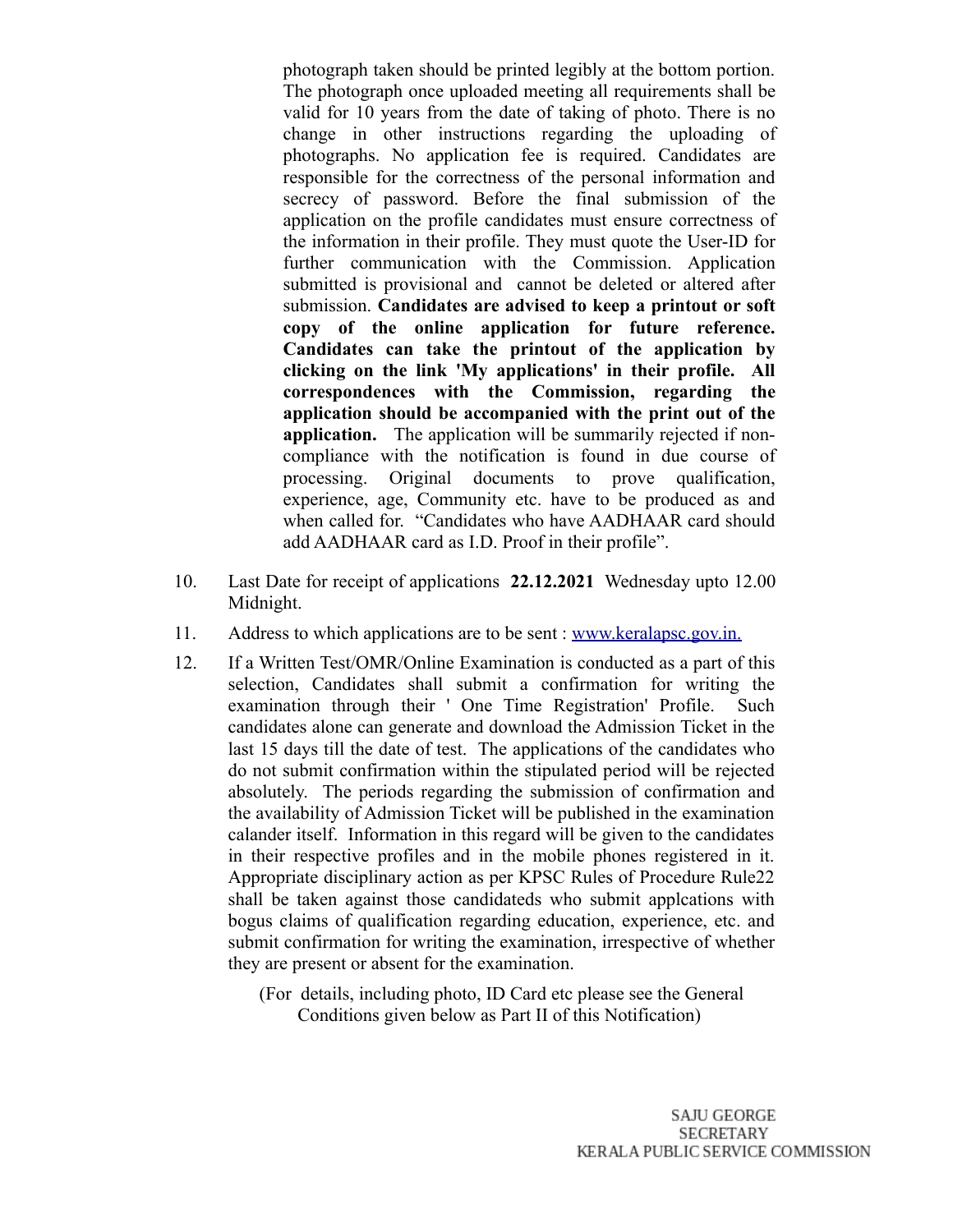photograph taken should be printed legibly at the bottom portion. The photograph once uploaded meeting all requirements shall be valid for 10 years from the date of taking of photo. There is no change in other instructions regarding the uploading of photographs. No application fee is required. Candidates are responsible for the correctness of the personal information and secrecy of password. Before the final submission of the application on the profile candidates must ensure correctness of the information in their profile. They must quote the User-ID for further communication with the Commission. Application submitted is provisional and cannot be deleted or altered after submission. **Candidates are advised to keep a printout or soft copy of the online application for future reference. Candidates can take the printout of the application by clicking on the link 'My applications' in their profile. All correspondences with the Commission, regarding the application should be accompanied with the print out of the application.** The application will be summarily rejected if non-compliance with the notification is found in due course of processing. Original documents to prove qualification, experience, age, Community etc. have to be produced as and when called for. "Candidates who have AADHAAR card should add AADHAAR card as I.D. Proof in their profile".

10. Last Date for receipt of applications **22.12.2021** Wednesday upto 12.00 Midnight.

11. Address to which applications are to be sent : www.keralapsc.gov.in.

12. If a Written Test/OMR/Online Examination is conducted as a part of this selection, Candidates shall submit a confirmation for writing the examination through their ' One Time Registration' Profile. Such candidates alone can generate and download the Admission Ticket in the last 15 days till the date of test. The applications of the candidates who do not submit confirmation within the stipulated period will be rejected absolutely. The periods regarding the submission of confirmation and the availability of Admission Ticket will be published in the examination calander itself. Information in this regard will be given to the candidates in their respective profiles and in the mobile phones registered in it. Appropriate disciplinary action as per KPSC Rules of Procedure Rule22 shall be taken against those candidateds who submit applcations with bogus claims of qualification regarding education, experience, etc. and submit confirmation for writing the examination, irrespective of whether they are present or absent for the examination.

(For details, including photo, ID Card etc please see the General Conditions given below as Part II of this Notification)

SAJU GEORGE
SECRETARY
KERALA PUBLIC SERVICE COMMISSION